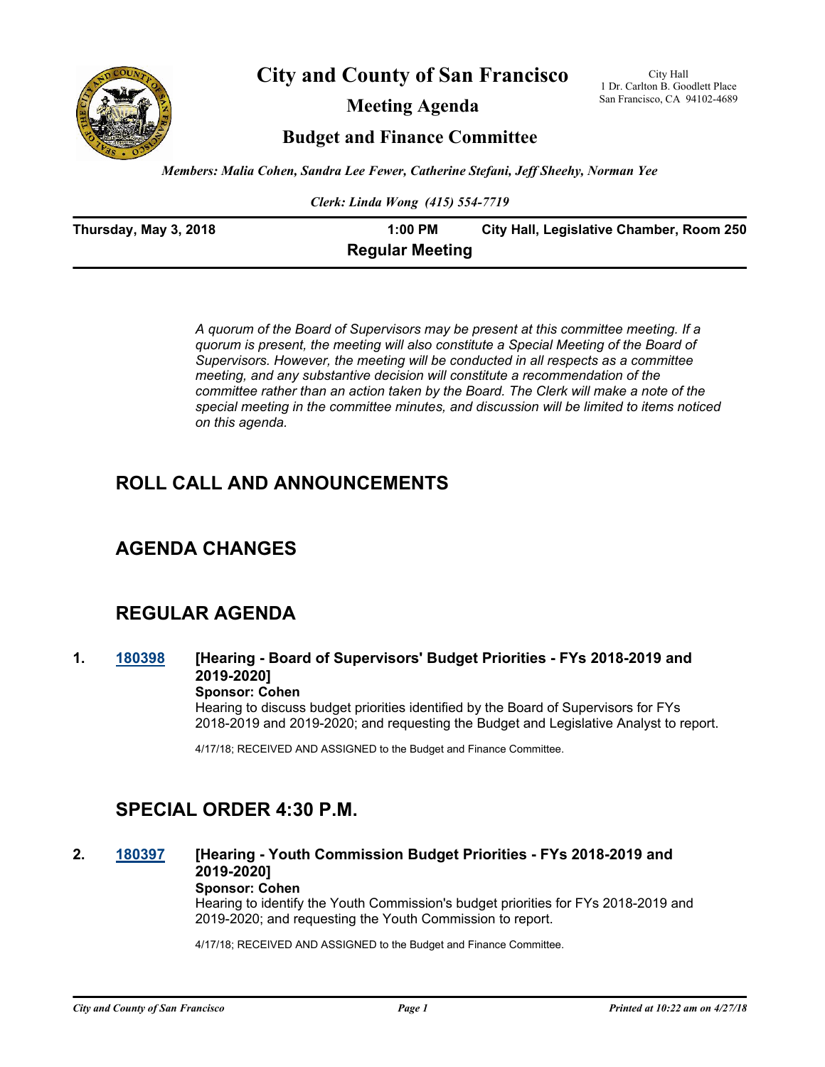# City and County of San Francisco

City Hall
1 Dr. Carlton B. Goodlett Place
San Francisco, CA 94102-4689

## Meeting Agenda

## Budget and Finance Committee

*Members: Malia Cohen, Sandra Lee Fewer, Catherine Stefani, Jeff Sheehy, Norman Yee*

*Clerk: Linda Wong (415) 554-7719*

**Thursday, May 3, 2018** **1:00 PM** **City Hall, Legislative Chamber, Room 250**

**Regular Meeting**

*A quorum of the Board of Supervisors may be present at this committee meeting. If a quorum is present, the meeting will also constitute a Special Meeting of the Board of Supervisors. However, the meeting will be conducted in all respects as a committee meeting, and any substantive decision will constitute a recommendation of the committee rather than an action taken by the Board. The Clerk will make a note of the special meeting in the committee minutes, and discussion will be limited to items noticed on this agenda.*

## ROLL CALL AND ANNOUNCEMENTS

## AGENDA CHANGES

## REGULAR AGENDA

**1. 180398 [Hearing - Board of Supervisors' Budget Priorities - FYs 2018-2019 and 2019-2020]**

**Sponsor: Cohen**

Hearing to discuss budget priorities identified by the Board of Supervisors for FYs 2018-2019 and 2019-2020; and requesting the Budget and Legislative Analyst to report.

4/17/18; RECEIVED AND ASSIGNED to the Budget and Finance Committee.

## SPECIAL ORDER 4:30 P.M.

**2. 180397 [Hearing - Youth Commission Budget Priorities - FYs 2018-2019 and 2019-2020]**

**Sponsor: Cohen**

Hearing to identify the Youth Commission's budget priorities for FYs 2018-2019 and 2019-2020; and requesting the Youth Commission to report.

4/17/18; RECEIVED AND ASSIGNED to the Budget and Finance Committee.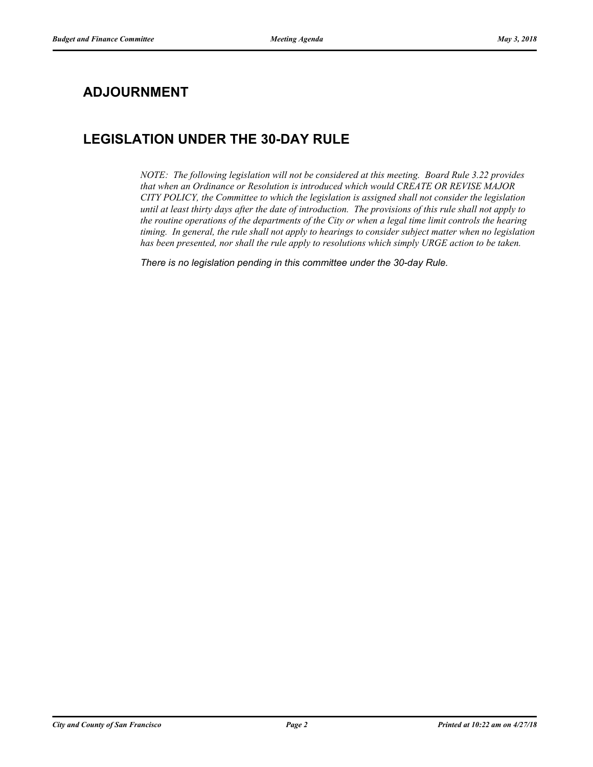## ADJOURNMENT

## LEGISLATION UNDER THE 30-DAY RULE

*NOTE: The following legislation will not be considered at this meeting. Board Rule 3.22 provides that when an Ordinance or Resolution is introduced which would CREATE OR REVISE MAJOR CITY POLICY, the Committee to which the legislation is assigned shall not consider the legislation until at least thirty days after the date of introduction. The provisions of this rule shall not apply to the routine operations of the departments of the City or when a legal time limit controls the hearing timing. In general, the rule shall not apply to hearings to consider subject matter when no legislation has been presented, nor shall the rule apply to resolutions which simply URGE action to be taken.*

*There is no legislation pending in this committee under the 30-day Rule.*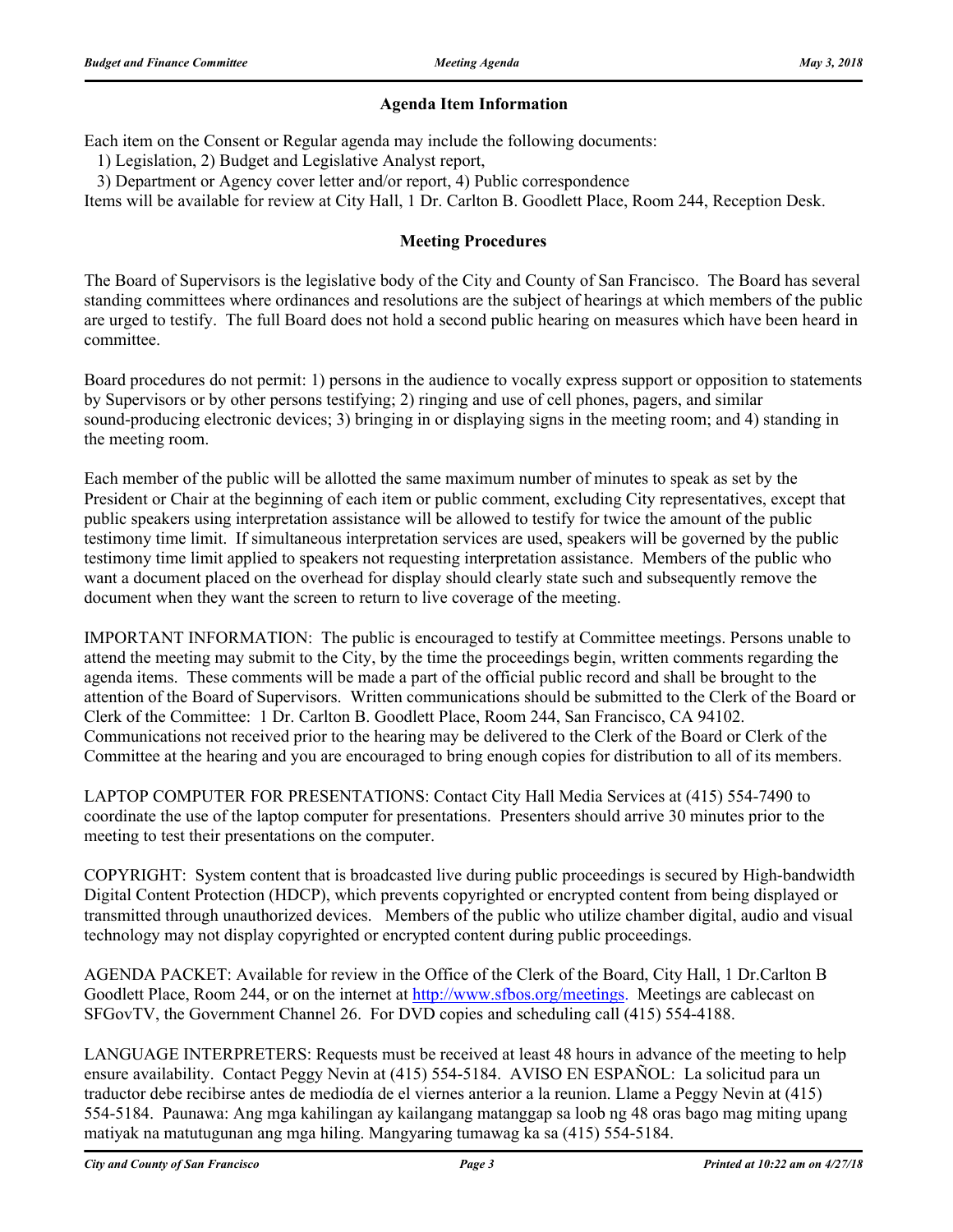## Agenda Item Information

Each item on the Consent or Regular agenda may include the following documents:

1) Legislation, 2) Budget and Legislative Analyst report,

3) Department or Agency cover letter and/or report, 4) Public correspondence

Items will be available for review at City Hall, 1 Dr. Carlton B. Goodlett Place, Room 244, Reception Desk.

## Meeting Procedures

The Board of Supervisors is the legislative body of the City and County of San Francisco. The Board has several standing committees where ordinances and resolutions are the subject of hearings at which members of the public are urged to testify. The full Board does not hold a second public hearing on measures which have been heard in committee.

Board procedures do not permit: 1) persons in the audience to vocally express support or opposition to statements by Supervisors or by other persons testifying; 2) ringing and use of cell phones, pagers, and similar sound-producing electronic devices; 3) bringing in or displaying signs in the meeting room; and 4) standing in the meeting room.

Each member of the public will be allotted the same maximum number of minutes to speak as set by the President or Chair at the beginning of each item or public comment, excluding City representatives, except that public speakers using interpretation assistance will be allowed to testify for twice the amount of the public testimony time limit. If simultaneous interpretation services are used, speakers will be governed by the public testimony time limit applied to speakers not requesting interpretation assistance. Members of the public who want a document placed on the overhead for display should clearly state such and subsequently remove the document when they want the screen to return to live coverage of the meeting.

IMPORTANT INFORMATION: The public is encouraged to testify at Committee meetings. Persons unable to attend the meeting may submit to the City, by the time the proceedings begin, written comments regarding the agenda items. These comments will be made a part of the official public record and shall be brought to the attention of the Board of Supervisors. Written communications should be submitted to the Clerk of the Board or Clerk of the Committee: 1 Dr. Carlton B. Goodlett Place, Room 244, San Francisco, CA 94102. Communications not received prior to the hearing may be delivered to the Clerk of the Board or Clerk of the Committee at the hearing and you are encouraged to bring enough copies for distribution to all of its members.

LAPTOP COMPUTER FOR PRESENTATIONS: Contact City Hall Media Services at (415) 554-7490 to coordinate the use of the laptop computer for presentations. Presenters should arrive 30 minutes prior to the meeting to test their presentations on the computer.

COPYRIGHT: System content that is broadcasted live during public proceedings is secured by High-bandwidth Digital Content Protection (HDCP), which prevents copyrighted or encrypted content from being displayed or transmitted through unauthorized devices. Members of the public who utilize chamber digital, audio and visual technology may not display copyrighted or encrypted content during public proceedings.

AGENDA PACKET: Available for review in the Office of the Clerk of the Board, City Hall, 1 Dr.Carlton B Goodlett Place, Room 244, or on the internet at http://www.sfbos.org/meetings. Meetings are cablecast on SFGovTV, the Government Channel 26. For DVD copies and scheduling call (415) 554-4188.

LANGUAGE INTERPRETERS: Requests must be received at least 48 hours in advance of the meeting to help ensure availability. Contact Peggy Nevin at (415) 554-5184. AVISO EN ESPAÑOL: La solicitud para un traductor debe recibirse antes de mediodía de el viernes anterior a la reunion. Llame a Peggy Nevin at (415) 554-5184. Paunawa: Ang mga kahilingan ay kailangang matanggap sa loob ng 48 oras bago mag miting upang matiyak na matutugunan ang mga hiling. Mangyaring tumawag ka sa (415) 554-5184.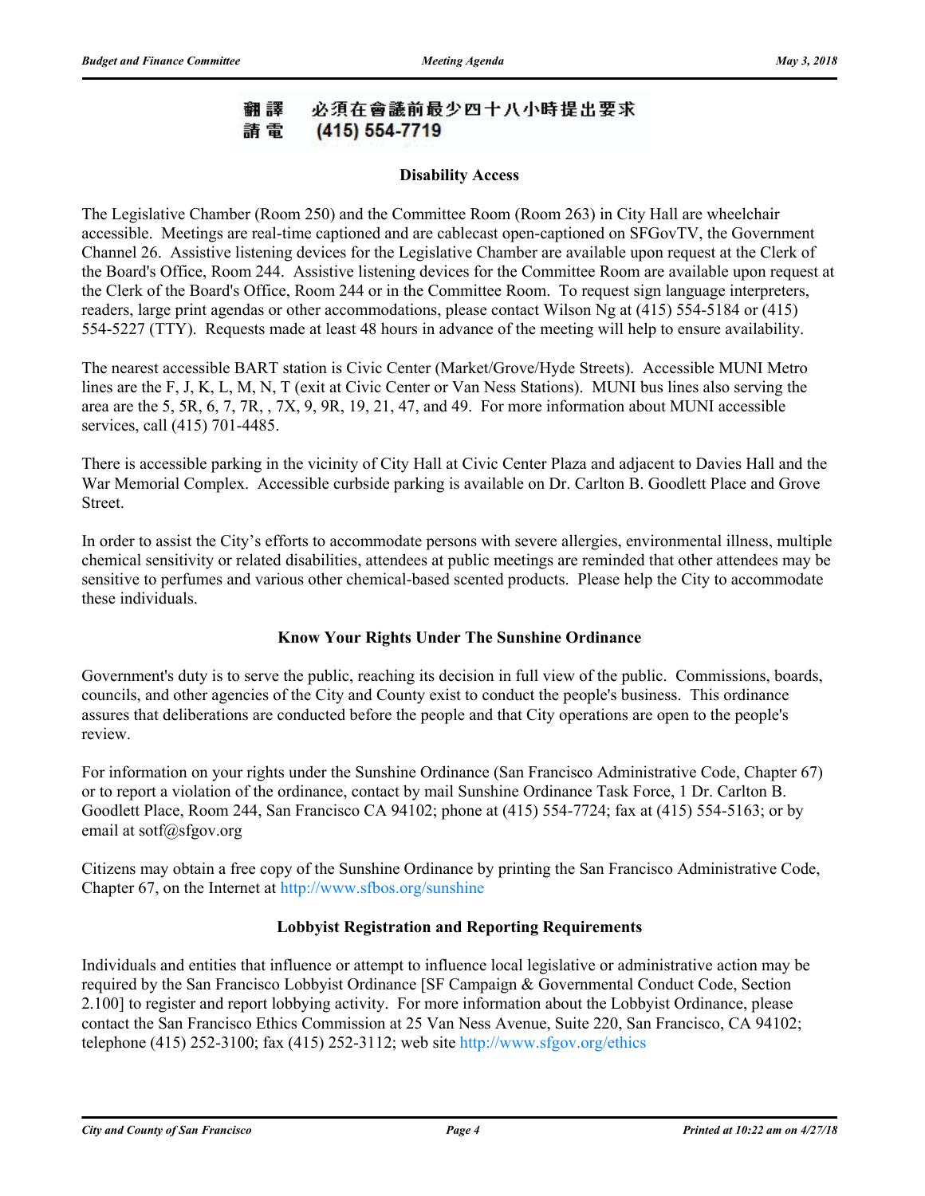翻譯　必須在會議前最少四十八小時提出要求
請電　(415) 554-7719

### Disability Access

The Legislative Chamber (Room 250) and the Committee Room (Room 263) in City Hall are wheelchair accessible. Meetings are real-time captioned and are cablecast open-captioned on SFGovTV, the Government Channel 26. Assistive listening devices for the Legislative Chamber are available upon request at the Clerk of the Board's Office, Room 244. Assistive listening devices for the Committee Room are available upon request at the Clerk of the Board's Office, Room 244 or in the Committee Room. To request sign language interpreters, readers, large print agendas or other accommodations, please contact Wilson Ng at (415) 554-5184 or (415) 554-5227 (TTY). Requests made at least 48 hours in advance of the meeting will help to ensure availability.

The nearest accessible BART station is Civic Center (Market/Grove/Hyde Streets). Accessible MUNI Metro lines are the F, J, K, L, M, N, T (exit at Civic Center or Van Ness Stations). MUNI bus lines also serving the area are the 5, 5R, 6, 7, 7R, , 7X, 9, 9R, 19, 21, 47, and 49. For more information about MUNI accessible services, call (415) 701-4485.

There is accessible parking in the vicinity of City Hall at Civic Center Plaza and adjacent to Davies Hall and the War Memorial Complex. Accessible curbside parking is available on Dr. Carlton B. Goodlett Place and Grove Street.

In order to assist the City's efforts to accommodate persons with severe allergies, environmental illness, multiple chemical sensitivity or related disabilities, attendees at public meetings are reminded that other attendees may be sensitive to perfumes and various other chemical-based scented products. Please help the City to accommodate these individuals.

### Know Your Rights Under The Sunshine Ordinance

Government's duty is to serve the public, reaching its decision in full view of the public. Commissions, boards, councils, and other agencies of the City and County exist to conduct the people's business. This ordinance assures that deliberations are conducted before the people and that City operations are open to the people's review.

For information on your rights under the Sunshine Ordinance (San Francisco Administrative Code, Chapter 67) or to report a violation of the ordinance, contact by mail Sunshine Ordinance Task Force, 1 Dr. Carlton B. Goodlett Place, Room 244, San Francisco CA 94102; phone at (415) 554-7724; fax at (415) 554-5163; or by email at sotf@sfgov.org

Citizens may obtain a free copy of the Sunshine Ordinance by printing the San Francisco Administrative Code, Chapter 67, on the Internet at http://www.sfbos.org/sunshine

### Lobbyist Registration and Reporting Requirements

Individuals and entities that influence or attempt to influence local legislative or administrative action may be required by the San Francisco Lobbyist Ordinance [SF Campaign & Governmental Conduct Code, Section 2.100] to register and report lobbying activity. For more information about the Lobbyist Ordinance, please contact the San Francisco Ethics Commission at 25 Van Ness Avenue, Suite 220, San Francisco, CA 94102; telephone (415) 252-3100; fax (415) 252-3112; web site http://www.sfgov.org/ethics